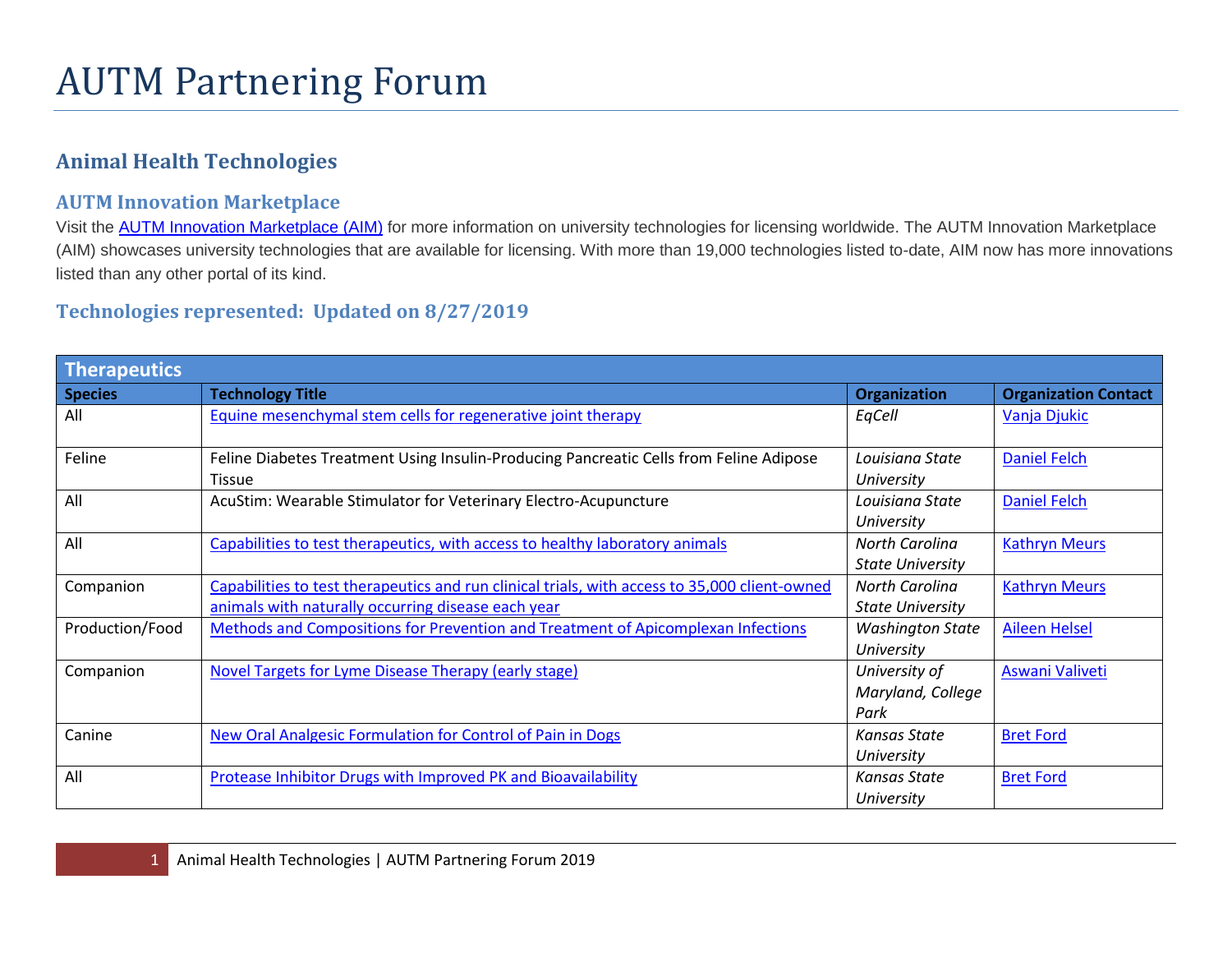# AUTM Partnering Forum

## Animal Health Technologies

### AUTM Innovation Marketplace

Visit the AUTM Innovation Marketplace (AIM) for more information on university technologies for licensing worldwide. The AUTM Innovation Marketplace (AIM) showcases university technologies that are available for licensing. With more than 19,000 technologies listed to-date, AIM now has more innovations listed than any other portal of its kind.

### Technologies represented: Updated on 8/27/2019

| **Therapeutics** | | | |
|---|---|---|---|
| **Species** | **Technology Title** | **Organization** | **Organization Contact** |
| All | Equine mesenchymal stem cells for regenerative joint therapy | *EqCell* | Vanja Djukic |
| Feline | Feline Diabetes Treatment Using Insulin-Producing Pancreatic Cells from Feline Adipose Tissue | *Louisiana State University* | Daniel Felch |
| All | AcuStim: Wearable Stimulator for Veterinary Electro-Acupuncture | *Louisiana State University* | Daniel Felch |
| All | Capabilities to test therapeutics, with access to healthy laboratory animals | *North Carolina State University* | Kathryn Meurs |
| Companion | Capabilities to test therapeutics and run clinical trials, with access to 35,000 client-owned animals with naturally occurring disease each year | *North Carolina State University* | Kathryn Meurs |
| Production/Food | Methods and Compositions for Prevention and Treatment of Apicomplexan Infections | *Washington State University* | Aileen Helsel |
| Companion | Novel Targets for Lyme Disease Therapy (early stage) | *University of Maryland, College Park* | Aswani Valiveti |
| Canine | New Oral Analgesic Formulation for Control of Pain in Dogs | *Kansas State University* | Bret Ford |
| All | Protease Inhibitor Drugs with Improved PK and Bioavailability | *Kansas State University* | Bret Ford |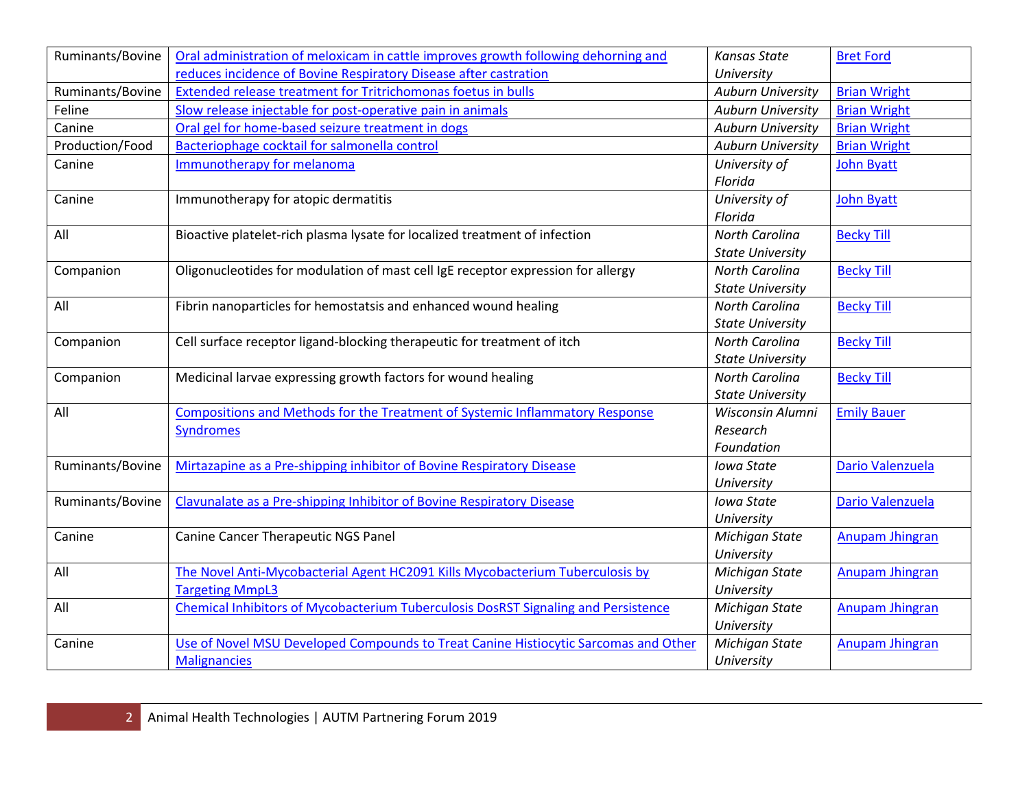| Ruminants/Bovine | Oral administration of meloxicam in cattle improves growth following dehorning and reduces incidence of Bovine Respiratory Disease after castration | *Kansas State University* | Bret Ford |
|---|---|---|---|
| Ruminants/Bovine | Extended release treatment for Tritrichomonas foetus in bulls | *Auburn University* | Brian Wright |
| Feline | Slow release injectable for post-operative pain in animals | *Auburn University* | Brian Wright |
| Canine | Oral gel for home-based seizure treatment in dogs | *Auburn University* | Brian Wright |
| Production/Food | Bacteriophage cocktail for salmonella control | *Auburn University* | Brian Wright |
| Canine | Immunotherapy for melanoma | *University of Florida* | John Byatt |
| Canine | Immunotherapy for atopic dermatitis | *University of Florida* | John Byatt |
| All | Bioactive platelet-rich plasma lysate for localized treatment of infection | *North Carolina State University* | Becky Till |
| Companion | Oligonucleotides for modulation of mast cell IgE receptor expression for allergy | *North Carolina State University* | Becky Till |
| All | Fibrin nanoparticles for hemostatsis and enhanced wound healing | *North Carolina State University* | Becky Till |
| Companion | Cell surface receptor ligand-blocking therapeutic for treatment of itch | *North Carolina State University* | Becky Till |
| Companion | Medicinal larvae expressing growth factors for wound healing | *North Carolina State University* | Becky Till |
| All | Compositions and Methods for the Treatment of Systemic Inflammatory Response Syndromes | *Wisconsin Alumni Research Foundation* | Emily Bauer |
| Ruminants/Bovine | Mirtazapine as a Pre-shipping inhibitor of Bovine Respiratory Disease | *Iowa State University* | Dario Valenzuela |
| Ruminants/Bovine | Clavunalate as a Pre-shipping Inhibitor of Bovine Respiratory Disease | *Iowa State University* | Dario Valenzuela |
| Canine | Canine Cancer Therapeutic NGS Panel | *Michigan State University* | Anupam Jhingran |
| All | The Novel Anti-Mycobacterial Agent HC2091 Kills Mycobacterium Tuberculosis by Targeting MmpL3 | *Michigan State University* | Anupam Jhingran |
| All | Chemical Inhibitors of Mycobacterium Tuberculosis DosRST Signaling and Persistence | *Michigan State University* | Anupam Jhingran |
| Canine | Use of Novel MSU Developed Compounds to Treat Canine Histiocytic Sarcomas and Other Malignancies | *Michigan State University* | Anupam Jhingran |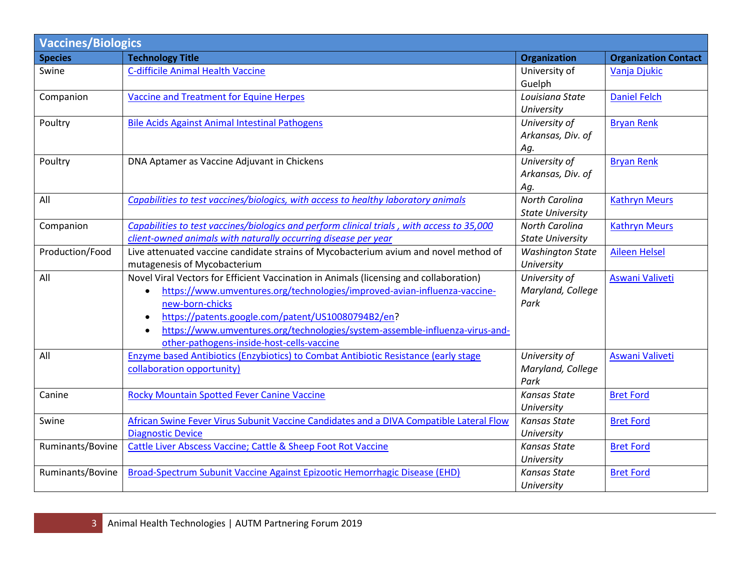## Vaccines/Biologics

| Species | Technology Title | Organization | Organization Contact |
|---|---|---|---|
| Swine | C-difficile Animal Health Vaccine | University of Guelph | Vanja Djukic |
| Companion | Vaccine and Treatment for Equine Herpes | *Louisiana State University* | Daniel Felch |
| Poultry | Bile Acids Against Animal Intestinal Pathogens | *University of Arkansas, Div. of Ag.* | Bryan Renk |
| Poultry | DNA Aptamer as Vaccine Adjuvant in Chickens | *University of Arkansas, Div. of Ag.* | Bryan Renk |
| All | *Capabilities to test vaccines/biologics, with access to healthy laboratory animals* | *North Carolina State University* | Kathryn Meurs |
| Companion | *Capabilities to test vaccines/biologics and perform clinical trials , with access to 35,000 client-owned animals with naturally occurring disease per year* | *North Carolina State University* | Kathryn Meurs |
| Production/Food | Live attenuated vaccine candidate strains of Mycobacterium avium and novel method of mutagenesis of Mycobacterium | *Washington State University* | Aileen Helsel |
| All | Novel Viral Vectors for Efficient Vaccination in Animals (licensing and collaboration)<br>• https://www.umventures.org/technologies/improved-avian-influenza-vaccine-new-born-chicks<br>• https://patents.google.com/patent/US10080794B2/en?<br>• https://www.umventures.org/technologies/system-assemble-influenza-virus-and-other-pathogens-inside-host-cells-vaccine | *University of Maryland, College Park* | Aswani Valiveti |
| All | Enzyme based Antibiotics (Enzybiotics) to Combat Antibiotic Resistance (early stage collaboration opportunity) | *University of Maryland, College Park* | Aswani Valiveti |
| Canine | Rocky Mountain Spotted Fever Canine Vaccine | *Kansas State University* | Bret Ford |
| Swine | African Swine Fever Virus Subunit Vaccine Candidates and a DIVA Compatible Lateral Flow Diagnostic Device | *Kansas State University* | Bret Ford |
| Ruminants/Bovine | Cattle Liver Abscess Vaccine; Cattle & Sheep Foot Rot Vaccine | *Kansas State University* | Bret Ford |
| Ruminants/Bovine | Broad-Spectrum Subunit Vaccine Against Epizootic Hemorrhagic Disease (EHD) | *Kansas State University* | Bret Ford |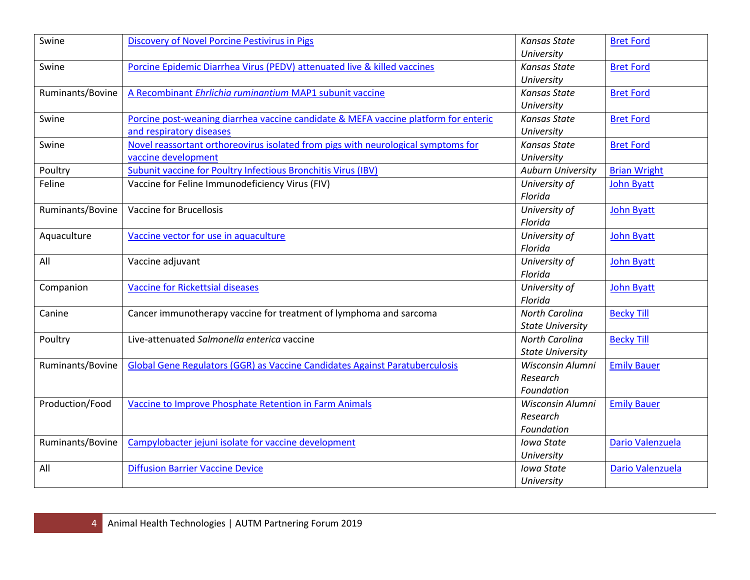| Swine | Discovery of Novel Porcine Pestivirus in Pigs | *Kansas State University* | Bret Ford |
|---|---|---|---|
| Swine | Porcine Epidemic Diarrhea Virus (PEDV) attenuated live & killed vaccines | *Kansas State University* | Bret Ford |
| Ruminants/Bovine | A Recombinant *Ehrlichia ruminantium* MAP1 subunit vaccine | *Kansas State University* | Bret Ford |
| Swine | Porcine post-weaning diarrhea vaccine candidate & MEFA vaccine platform for enteric and respiratory diseases | *Kansas State University* | Bret Ford |
| Swine | Novel reassortant orthoreovirus isolated from pigs with neurological symptoms for vaccine development | *Kansas State University* | Bret Ford |
| Poultry | Subunit vaccine for Poultry Infectious Bronchitis Virus (IBV) | *Auburn University* | Brian Wright |
| Feline | Vaccine for Feline Immunodeficiency Virus (FIV) | *University of Florida* | John Byatt |
| Ruminants/Bovine | Vaccine for Brucellosis | *University of Florida* | John Byatt |
| Aquaculture | Vaccine vector for use in aquaculture | *University of Florida* | John Byatt |
| All | Vaccine adjuvant | *University of Florida* | John Byatt |
| Companion | Vaccine for Rickettsial diseases | *University of Florida* | John Byatt |
| Canine | Cancer immunotherapy vaccine for treatment of lymphoma and sarcoma | *North Carolina State University* | Becky Till |
| Poultry | Live-attenuated *Salmonella enterica* vaccine | *North Carolina State University* | Becky Till |
| Ruminants/Bovine | Global Gene Regulators (GGR) as Vaccine Candidates Against Paratuberculosis | *Wisconsin Alumni Research Foundation* | Emily Bauer |
| Production/Food | Vaccine to Improve Phosphate Retention in Farm Animals | *Wisconsin Alumni Research Foundation* | Emily Bauer |
| Ruminants/Bovine | Campylobacter jejuni isolate for vaccine development | *Iowa State University* | Dario Valenzuela |
| All | Diffusion Barrier Vaccine Device | *Iowa State University* | Dario Valenzuela |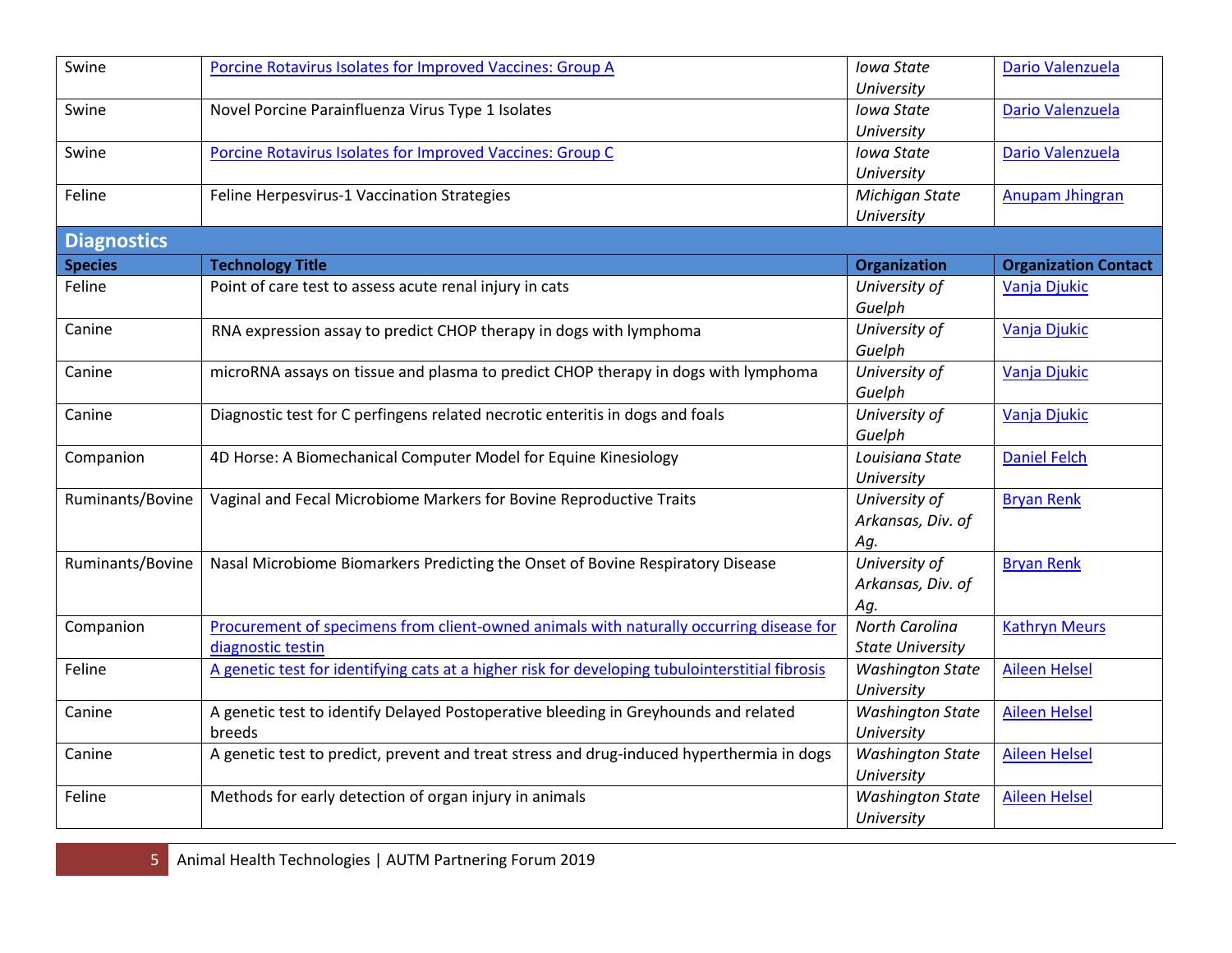| Swine | Porcine Rotavirus Isolates for Improved Vaccines: Group A | *Iowa State University* | Dario Valenzuela |
|---|---|---|---|
| Swine | Novel Porcine Parainfluenza Virus Type 1 Isolates | *Iowa State University* | Dario Valenzuela |
| Swine | Porcine Rotavirus Isolates for Improved Vaccines: Group C | *Iowa State University* | Dario Valenzuela |
| Feline | Feline Herpesvirus-1 Vaccination Strategies | *Michigan State University* | Anupam Jhingran |

## Diagnostics

| Species | Technology Title | Organization | Organization Contact |
|---|---|---|---|
| Feline | Point of care test to assess acute renal injury in cats | *University of Guelph* | Vanja Djukic |
| Canine | RNA expression assay to predict CHOP therapy in dogs with lymphoma | *University of Guelph* | Vanja Djukic |
| Canine | microRNA assays on tissue and plasma to predict CHOP therapy in dogs with lymphoma | *University of Guelph* | Vanja Djukic |
| Canine | Diagnostic test for C perfingens related necrotic enteritis in dogs and foals | *University of Guelph* | Vanja Djukic |
| Companion | 4D Horse: A Biomechanical Computer Model for Equine Kinesiology | *Louisiana State University* | Daniel Felch |
| Ruminants/Bovine | Vaginal and Fecal Microbiome Markers for Bovine Reproductive Traits | *University of Arkansas, Div. of Ag.* | Bryan Renk |
| Ruminants/Bovine | Nasal Microbiome Biomarkers Predicting the Onset of Bovine Respiratory Disease | *University of Arkansas, Div. of Ag.* | Bryan Renk |
| Companion | Procurement of specimens from client-owned animals with naturally occurring disease for diagnostic testin | *North Carolina State University* | Kathryn Meurs |
| Feline | A genetic test for identifying cats at a higher risk for developing tubulointerstitial fibrosis | *Washington State University* | Aileen Helsel |
| Canine | A genetic test to identify Delayed Postoperative bleeding in Greyhounds and related breeds | *Washington State University* | Aileen Helsel |
| Canine | A genetic test to predict, prevent and treat stress and drug-induced hyperthermia in dogs | *Washington State University* | Aileen Helsel |
| Feline | Methods for early detection of organ injury in animals | *Washington State University* | Aileen Helsel |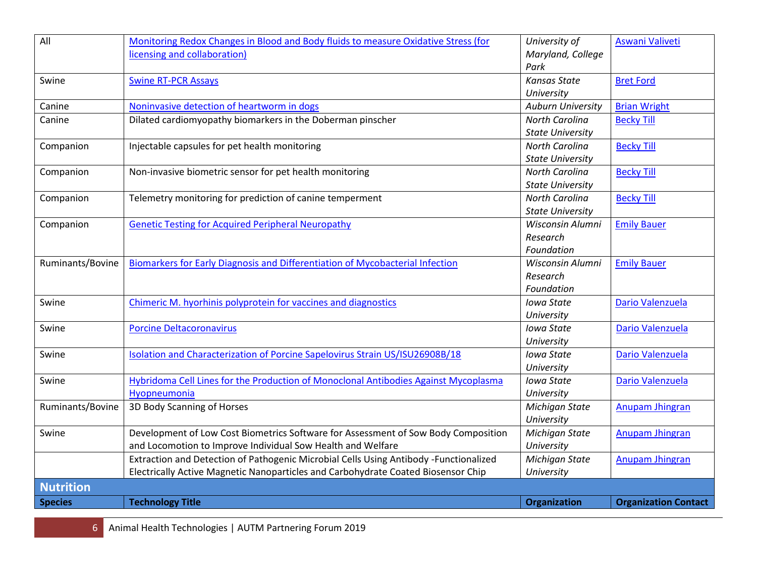| All | Monitoring Redox Changes in Blood and Body fluids to measure Oxidative Stress (for licensing and collaboration) | *University of Maryland, College Park* | Aswani Valiveti |
|---|---|---|---|
| Swine | Swine RT-PCR Assays | *Kansas State University* | Bret Ford |
| Canine | Noninvasive detection of heartworm in dogs | *Auburn University* | Brian Wright |
| Canine | Dilated cardiomyopathy biomarkers in the Doberman pinscher | *North Carolina State University* | Becky Till |
| Companion | Injectable capsules for pet health monitoring | *North Carolina State University* | Becky Till |
| Companion | Non-invasive biometric sensor for pet health monitoring | *North Carolina State University* | Becky Till |
| Companion | Telemetry monitoring for prediction of canine temperment | *North Carolina State University* | Becky Till |
| Companion | Genetic Testing for Acquired Peripheral Neuropathy | *Wisconsin Alumni Research Foundation* | Emily Bauer |
| Ruminants/Bovine | Biomarkers for Early Diagnosis and Differentiation of Mycobacterial Infection | *Wisconsin Alumni Research Foundation* | Emily Bauer |
| Swine | Chimeric M. hyorhinis polyprotein for vaccines and diagnostics | *Iowa State University* | Dario Valenzuela |
| Swine | Porcine Deltacoronavirus | *Iowa State University* | Dario Valenzuela |
| Swine | Isolation and Characterization of Porcine Sapelovirus Strain US/ISU26908B/18 | *Iowa State University* | Dario Valenzuela |
| Swine | Hybridoma Cell Lines for the Production of Monoclonal Antibodies Against Mycoplasma Hyopneumonia | *Iowa State University* | Dario Valenzuela |
| Ruminants/Bovine | 3D Body Scanning of Horses | *Michigan State University* | Anupam Jhingran |
| Swine | Development of Low Cost Biometrics Software for Assessment of Sow Body Composition and Locomotion to Improve Individual Sow Health and Welfare | *Michigan State University* | Anupam Jhingran |
| | Extraction and Detection of Pathogenic Microbial Cells Using Antibody -Functionalized Electrically Active Magnetic Nanoparticles and Carbohydrate Coated Biosensor Chip | *Michigan State University* | Anupam Jhingran |

## Nutrition

| Species | Technology Title | Organization | Organization Contact |
|---|---|---|---|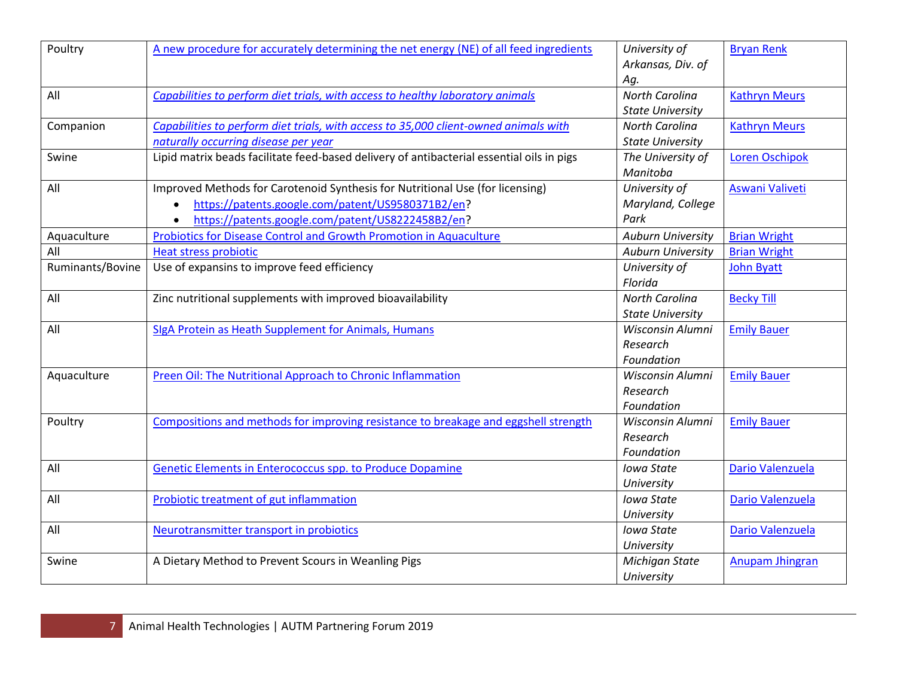| | | | |
|---|---|---|---|
| Poultry | A new procedure for accurately determining the net energy (NE) of all feed ingredients | *University of Arkansas, Div. of Ag.* | Bryan Renk |
| All | *Capabilities to perform diet trials, with access to healthy laboratory animals* | *North Carolina State University* | Kathryn Meurs |
| Companion | *Capabilities to perform diet trials, with access to 35,000 client-owned animals with naturally occurring disease per year* | *North Carolina State University* | Kathryn Meurs |
| Swine | Lipid matrix beads facilitate feed-based delivery of antibacterial essential oils in pigs | *The University of Manitoba* | Loren Oschipok |
| All | Improved Methods for Carotenoid Synthesis for Nutritional Use (for licensing)<br>• https://patents.google.com/patent/US9580371B2/en?<br>• https://patents.google.com/patent/US8222458B2/en? | *University of Maryland, College Park* | Aswani Valiveti |
| Aquaculture | Probiotics for Disease Control and Growth Promotion in Aquaculture | *Auburn University* | Brian Wright |
| All | Heat stress probiotic | *Auburn University* | Brian Wright |
| Ruminants/Bovine | Use of expansins to improve feed efficiency | *University of Florida* | John Byatt |
| All | Zinc nutritional supplements with improved bioavailability | *North Carolina State University* | Becky Till |
| All | SIgA Protein as Heath Supplement for Animals, Humans | *Wisconsin Alumni Research Foundation* | Emily Bauer |
| Aquaculture | Preen Oil: The Nutritional Approach to Chronic Inflammation | *Wisconsin Alumni Research Foundation* | Emily Bauer |
| Poultry | Compositions and methods for improving resistance to breakage and eggshell strength | *Wisconsin Alumni Research Foundation* | Emily Bauer |
| All | Genetic Elements in Enterococcus spp. to Produce Dopamine | *Iowa State University* | Dario Valenzuela |
| All | Probiotic treatment of gut inflammation | *Iowa State University* | Dario Valenzuela |
| All | Neurotransmitter transport in probiotics | *Iowa State University* | Dario Valenzuela |
| Swine | A Dietary Method to Prevent Scours in Weanling Pigs | *Michigan State University* | Anupam Jhingran |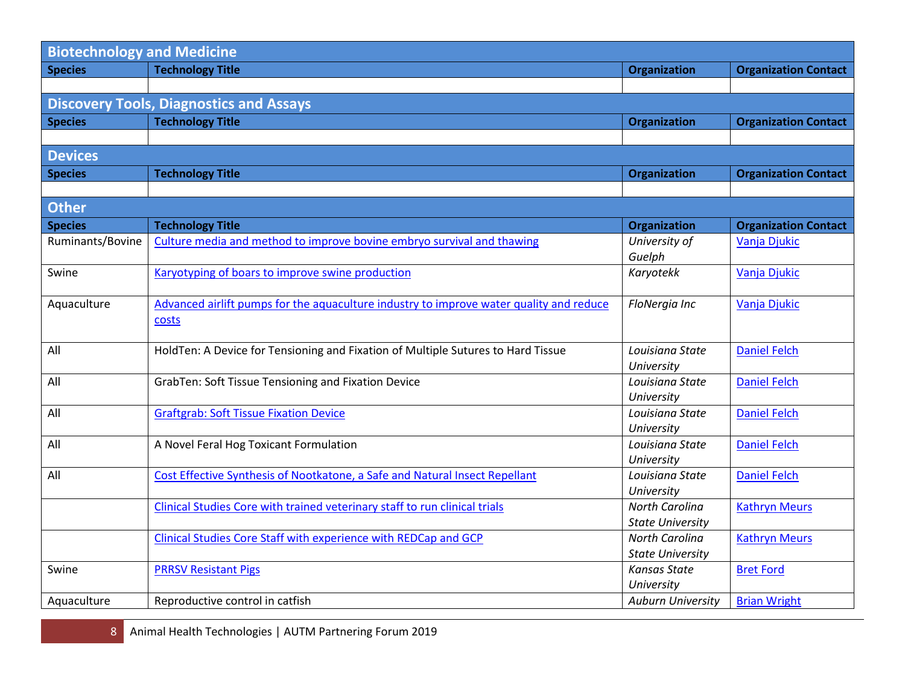## Biotechnology and Medicine

| Species | Technology Title | Organization | Organization Contact |
|---|---|---|---|
| | | | |

## Discovery Tools, Diagnostics and Assays

| Species | Technology Title | Organization | Organization Contact |
|---|---|---|---|
| | | | |

## Devices

| Species | Technology Title | Organization | Organization Contact |
|---|---|---|---|
| | | | |

## Other

| Species | Technology Title | Organization | Organization Contact |
|---|---|---|---|
| Ruminants/Bovine | Culture media and method to improve bovine embryo survival and thawing | *University of Guelph* | Vanja Djukic |
| Swine | Karyotyping of boars to improve swine production | *Karyotekk* | Vanja Djukic |
| Aquaculture | Advanced airlift pumps for the aquaculture industry to improve water quality and reduce costs | *FloNergia Inc* | Vanja Djukic |
| All | HoldTen: A Device for Tensioning and Fixation of Multiple Sutures to Hard Tissue | *Louisiana State University* | Daniel Felch |
| All | GrabTen: Soft Tissue Tensioning and Fixation Device | *Louisiana State University* | Daniel Felch |
| All | Graftgrab: Soft Tissue Fixation Device | *Louisiana State University* | Daniel Felch |
| All | A Novel Feral Hog Toxicant Formulation | *Louisiana State University* | Daniel Felch |
| All | Cost Effective Synthesis of Nootkatone, a Safe and Natural Insect Repellant | *Louisiana State University* | Daniel Felch |
| | Clinical Studies Core with trained veterinary staff to run clinical trials | *North Carolina State University* | Kathryn Meurs |
| | Clinical Studies Core Staff with experience with REDCap and GCP | *North Carolina State University* | Kathryn Meurs |
| Swine | PRRSV Resistant Pigs | *Kansas State University* | Bret Ford |
| Aquaculture | Reproductive control in catfish | *Auburn University* | Brian Wright |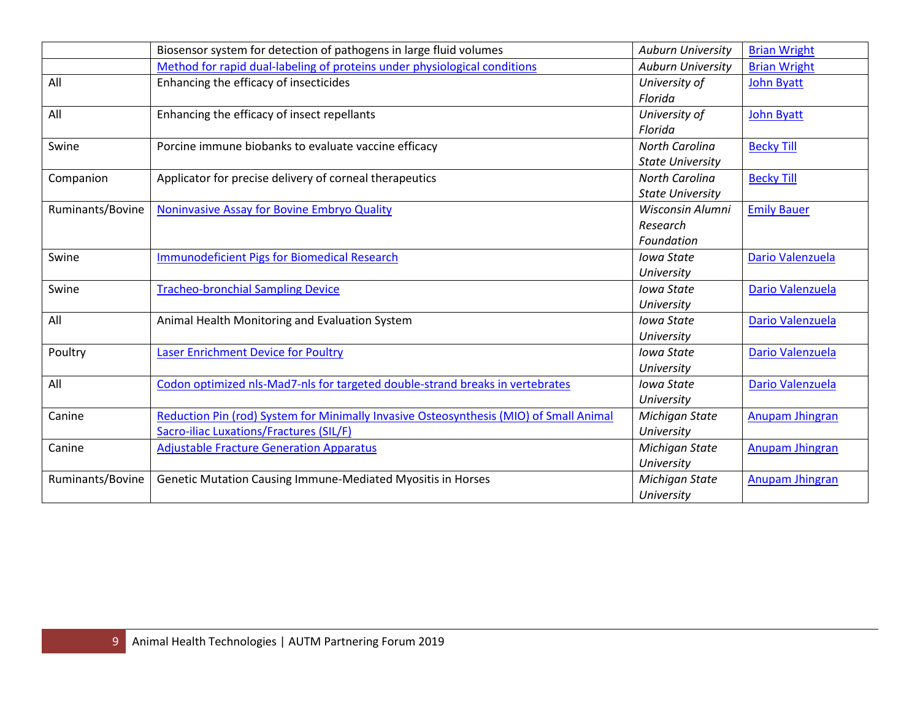| | | | |
|---|---|---|---|
| | Biosensor system for detection of pathogens in large fluid volumes | *Auburn University* | Brian Wright |
| | Method for rapid dual-labeling of proteins under physiological conditions | *Auburn University* | Brian Wright |
| All | Enhancing the efficacy of insecticides | *University of Florida* | John Byatt |
| All | Enhancing the efficacy of insect repellants | *University of Florida* | John Byatt |
| Swine | Porcine immune biobanks to evaluate vaccine efficacy | *North Carolina State University* | Becky Till |
| Companion | Applicator for precise delivery of corneal therapeutics | *North Carolina State University* | Becky Till |
| Ruminants/Bovine | Noninvasive Assay for Bovine Embryo Quality | *Wisconsin Alumni Research Foundation* | Emily Bauer |
| Swine | Immunodeficient Pigs for Biomedical Research | *Iowa State University* | Dario Valenzuela |
| Swine | Tracheo-bronchial Sampling Device | *Iowa State University* | Dario Valenzuela |
| All | Animal Health Monitoring and Evaluation System | *Iowa State University* | Dario Valenzuela |
| Poultry | Laser Enrichment Device for Poultry | *Iowa State University* | Dario Valenzuela |
| All | Codon optimized nls-Mad7-nls for targeted double-strand breaks in vertebrates | *Iowa State University* | Dario Valenzuela |
| Canine | Reduction Pin (rod) System for Minimally Invasive Osteosynthesis (MIO) of Small Animal Sacro-iliac Luxations/Fractures (SIL/F) | *Michigan State University* | Anupam Jhingran |
| Canine | Adjustable Fracture Generation Apparatus | *Michigan State University* | Anupam Jhingran |
| Ruminants/Bovine | Genetic Mutation Causing Immune-Mediated Myositis in Horses | *Michigan State University* | Anupam Jhingran |